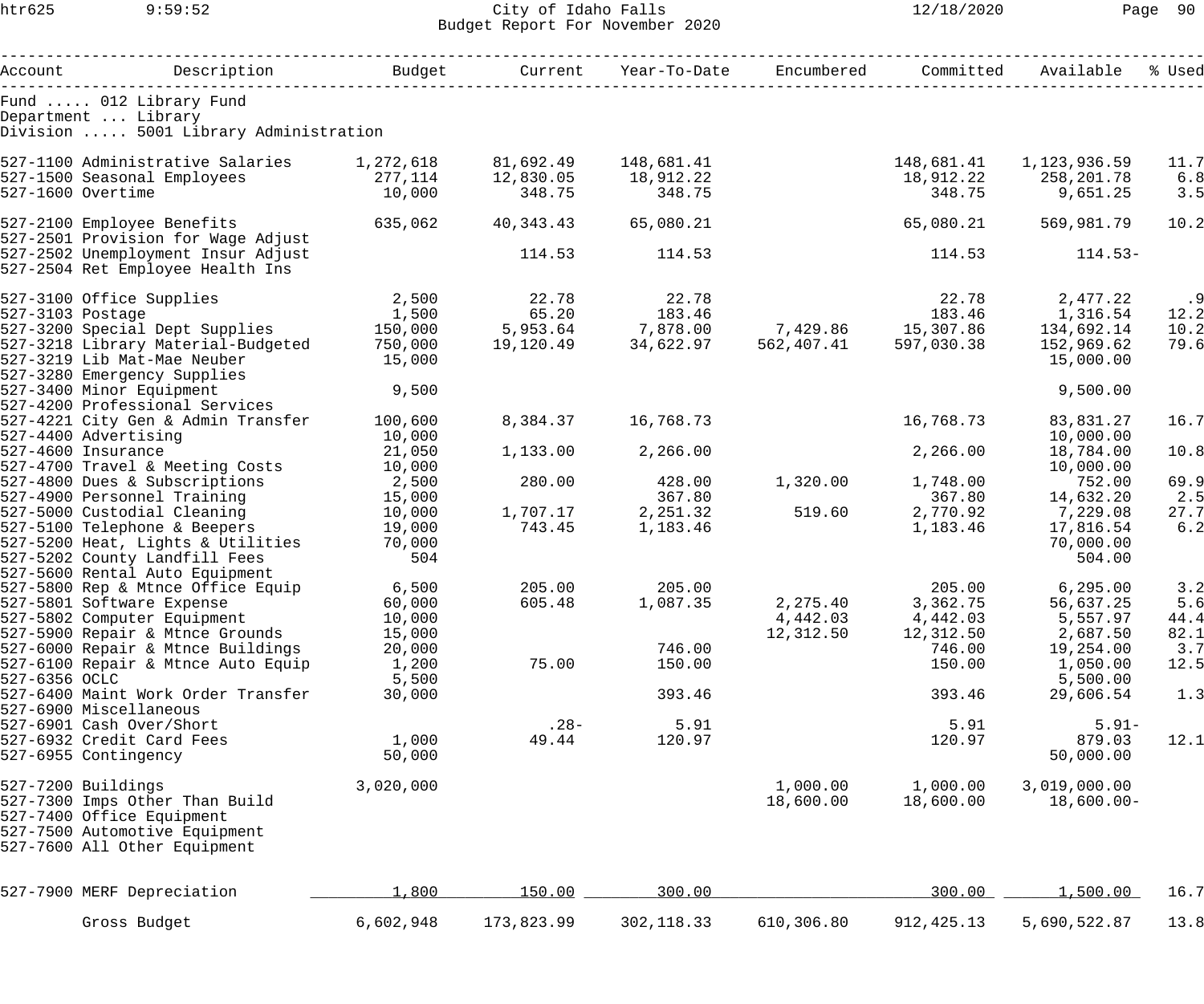City of Idaho Falls
Budget Report For November 2020

Fund ..... 012 Library Fund
Department ... Library
Division ..... 5001 Library Administration

| Account | Description | Budget | Current | Year-To-Date | Encumbered | Committed | Available | % Used |
|---|---|---|---|---|---|---|---|---|
| 527-1100 | Administrative Salaries | 1,272,618 | 81,692.49 | 148,681.41 | | 148,681.41 | 1,123,936.59 | 11.7 |
| 527-1500 | Seasonal Employees | 277,114 | 12,830.05 | 18,912.22 | | 18,912.22 | 258,201.78 | 6.8 |
| 527-1600 | Overtime | 10,000 | 348.75 | 348.75 | | 348.75 | 9,651.25 | 3.5 |
| 527-2100 | Employee Benefits | 635,062 | 40,343.43 | 65,080.21 | | 65,080.21 | 569,981.79 | 10.2 |
| 527-2501 | Provision for Wage Adjust | | | | | | | |
| 527-2502 | Unemployment Insur Adjust | | 114.53 | 114.53 | | 114.53 | 114.53- | |
| 527-2504 | Ret Employee Health Ins | | | | | | | |
| 527-3100 | Office Supplies | 2,500 | 22.78 | 22.78 | | 22.78 | 2,477.22 | .9 |
| 527-3103 | Postage | 1,500 | 65.20 | 183.46 | | 183.46 | 1,316.54 | 12.2 |
| 527-3200 | Special Dept Supplies | 150,000 | 5,953.64 | 7,878.00 | 7,429.86 | 15,307.86 | 134,692.14 | 10.2 |
| 527-3218 | Library Material-Budgeted | 750,000 | 19,120.49 | 34,622.97 | 562,407.41 | 597,030.38 | 152,969.62 | 79.6 |
| 527-3219 | Lib Mat-Mae Neuber | 15,000 | | | | | 15,000.00 | |
| 527-3280 | Emergency Supplies | | | | | | | |
| 527-3400 | Minor Equipment | 9,500 | | | | | 9,500.00 | |
| 527-4200 | Professional Services | | | | | | | |
| 527-4221 | City Gen & Admin Transfer | 100,600 | 8,384.37 | 16,768.73 | | 16,768.73 | 83,831.27 | 16.7 |
| 527-4400 | Advertising | 10,000 | | | | | 10,000.00 | |
| 527-4600 | Insurance | 21,050 | 1,133.00 | 2,266.00 | | 2,266.00 | 18,784.00 | 10.8 |
| 527-4700 | Travel & Meeting Costs | 10,000 | | | | | 10,000.00 | |
| 527-4800 | Dues & Subscriptions | 2,500 | 280.00 | 428.00 | 1,320.00 | 1,748.00 | 752.00 | 69.9 |
| 527-4900 | Personnel Training | 15,000 | | 367.80 | | 367.80 | 14,632.20 | 2.5 |
| 527-5000 | Custodial Cleaning | 10,000 | 1,707.17 | 2,251.32 | 519.60 | 2,770.92 | 7,229.08 | 27.7 |
| 527-5100 | Telephone & Beepers | 19,000 | 743.45 | 1,183.46 | | 1,183.46 | 17,816.54 | 6.2 |
| 527-5200 | Heat, Lights & Utilities | 70,000 | | | | | 70,000.00 | |
| 527-5202 | County Landfill Fees | 504 | | | | | 504.00 | |
| 527-5600 | Rental Auto Equipment | | | | | | | |
| 527-5800 | Rep & Mtnce Office Equip | 6,500 | 205.00 | 205.00 | | 205.00 | 6,295.00 | 3.2 |
| 527-5801 | Software Expense | 60,000 | 605.48 | 1,087.35 | 2,275.40 | 3,362.75 | 56,637.25 | 5.6 |
| 527-5802 | Computer Equipment | 10,000 | | | 4,442.03 | 4,442.03 | 5,557.97 | 44.4 |
| 527-5900 | Repair & Mtnce Grounds | 15,000 | | | 12,312.50 | 12,312.50 | 2,687.50 | 82.1 |
| 527-6000 | Repair & Mtnce Buildings | 20,000 | | 746.00 | | 746.00 | 19,254.00 | 3.7 |
| 527-6100 | Repair & Mtnce Auto Equip | 1,200 | 75.00 | 150.00 | | 150.00 | 1,050.00 | 12.5 |
| 527-6356 | OCLC | 5,500 | | | | | 5,500.00 | |
| 527-6400 | Maint Work Order Transfer | 30,000 | | 393.46 | | 393.46 | 29,606.54 | 1.3 |
| 527-6900 | Miscellaneous | | | | | | | |
| 527-6901 | Cash Over/Short | | .28- | 5.91 | | 5.91 | 5.91- | |
| 527-6932 | Credit Card Fees | 1,000 | 49.44 | 120.97 | | 120.97 | 879.03 | 12.1 |
| 527-6955 | Contingency | 50,000 | | | | | 50,000.00 | |
| 527-7200 | Buildings | 3,020,000 | | | 1,000.00 | 1,000.00 | 3,019,000.00 | |
| 527-7300 | Imps Other Than Build | | | | 18,600.00 | 18,600.00 | 18,600.00- | |
| 527-7400 | Office Equipment | | | | | | | |
| 527-7500 | Automotive Equipment | | | | | | | |
| 527-7600 | All Other Equipment | | | | | | | |
| 527-7900 | MERF Depreciation | 1,800 | 150.00 | 300.00 | | 300.00 | 1,500.00 | 16.7 |
| | Gross Budget | 6,602,948 | 173,823.99 | 302,118.33 | 610,306.80 | 912,425.13 | 5,690,522.87 | 13.8 |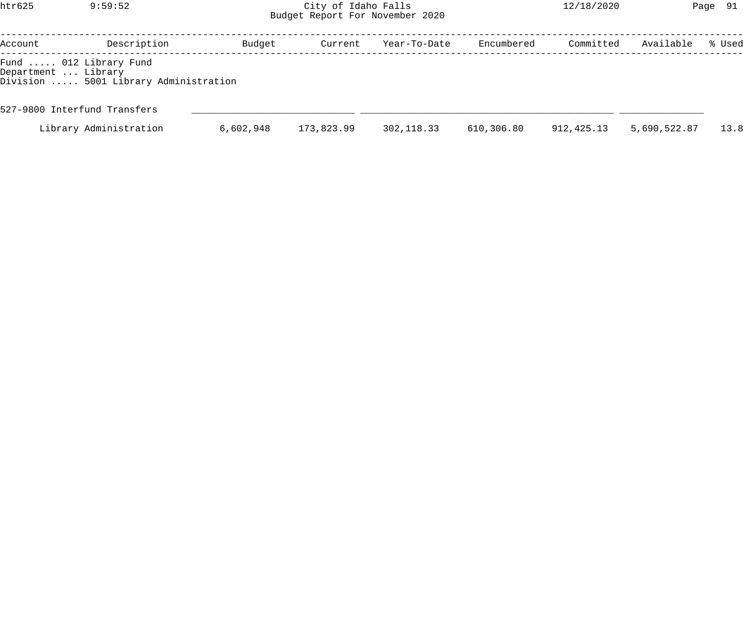City of Idaho Falls
Budget Report For November 2020

| Account | Description | Budget | Current | Year-To-Date | Encumbered | Committed | Available | % Used |
|---|---|---|---|---|---|---|---|---|

Fund ..... 012 Library Fund
Department ... Library
Division ..... 5001 Library Administration

| Account | Description | Budget | Current | Year-To-Date | Encumbered | Committed | Available | % Used |
|---|---|---|---|---|---|---|---|---|
| 527-9800 | Interfund Transfers | | | | | | | |
| | Library Administration | 6,602,948 | 173,823.99 | 302,118.33 | 610,306.80 | 912,425.13 | 5,690,522.87 | 13.8 |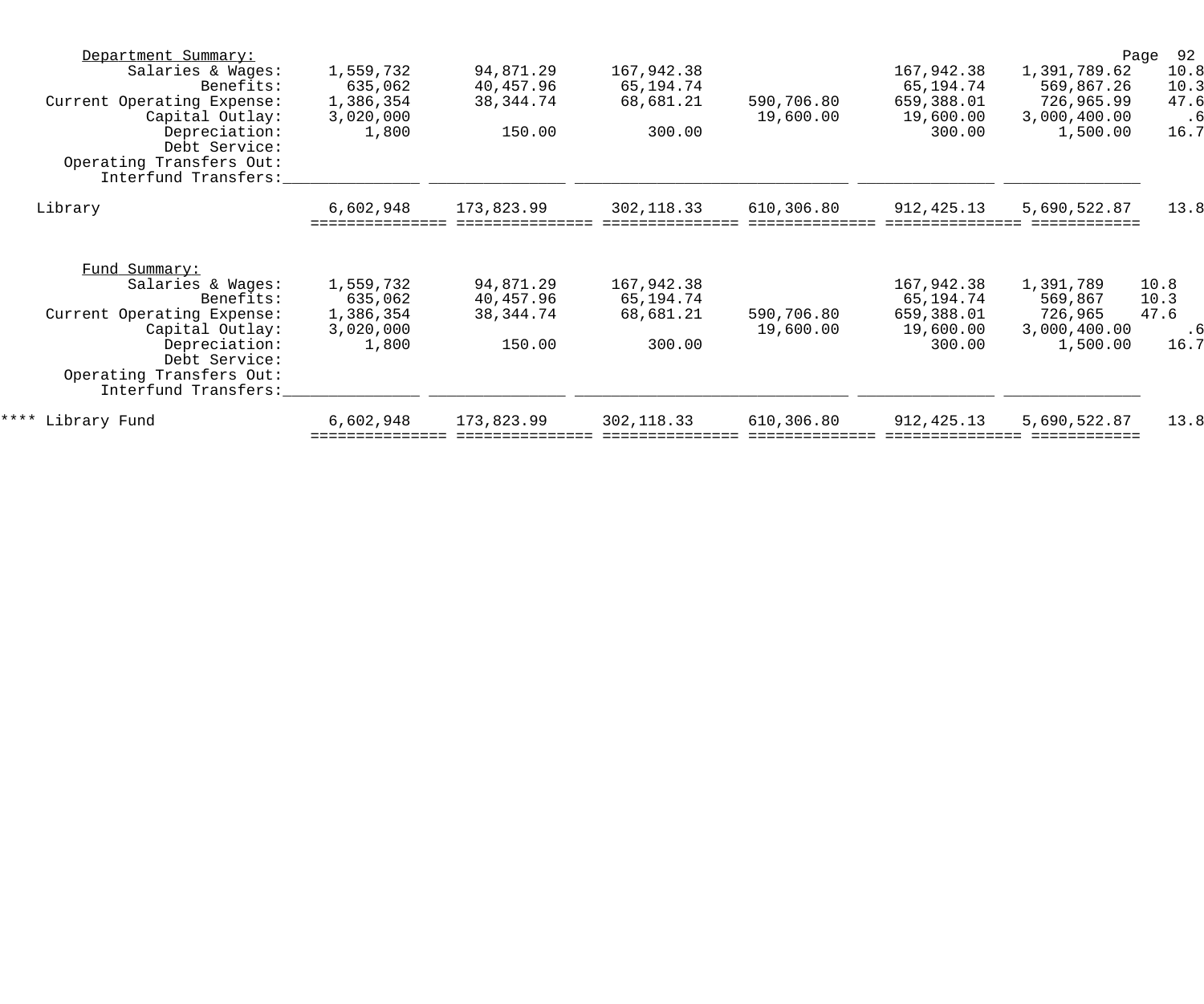## Department Summary:

| | | | | | | | |
|---|---|---|---|---|---|---|---|
| Salaries & Wages: | 1,559,732 | 94,871.29 | 167,942.38 | | 167,942.38 | 1,391,789.62 | 10.8 |
| Benefits: | 635,062 | 40,457.96 | 65,194.74 | | 65,194.74 | 569,867.26 | 10.3 |
| Current Operating Expense: | 1,386,354 | 38,344.74 | 68,681.21 | 590,706.80 | 659,388.01 | 726,965.99 | 47.6 |
| Capital Outlay: | 3,020,000 | | | 19,600.00 | 19,600.00 | 3,000,400.00 | .6 |
| Depreciation: | 1,800 | 150.00 | 300.00 | | 300.00 | 1,500.00 | 16.7 |
| Debt Service: | | | | | | | |
| Operating Transfers Out: | | | | | | | |
| Interfund Transfers: | | | | | | | |
| Library | 6,602,948 | 173,823.99 | 302,118.33 | 610,306.80 | 912,425.13 | 5,690,522.87 | 13.8 |

## Fund Summary:

| | | | | | | | |
|---|---|---|---|---|---|---|---|
| Salaries & Wages: | 1,559,732 | 94,871.29 | 167,942.38 | | 167,942.38 | 1,391,789 | 10.8 |
| Benefits: | 635,062 | 40,457.96 | 65,194.74 | | 65,194.74 | 569,867 | 10.3 |
| Current Operating Expense: | 1,386,354 | 38,344.74 | 68,681.21 | 590,706.80 | 659,388.01 | 726,965 | 47.6 |
| Capital Outlay: | 3,020,000 | | | 19,600.00 | 19,600.00 | 3,000,400.00 | .6 |
| Depreciation: | 1,800 | 150.00 | 300.00 | | 300.00 | 1,500.00 | 16.7 |
| Debt Service: | | | | | | | |
| Operating Transfers Out: | | | | | | | |
| Interfund Transfers: | | | | | | | |
| **** Library Fund | 6,602,948 | 173,823.99 | 302,118.33 | 610,306.80 | 912,425.13 | 5,690,522.87 | 13.8 |